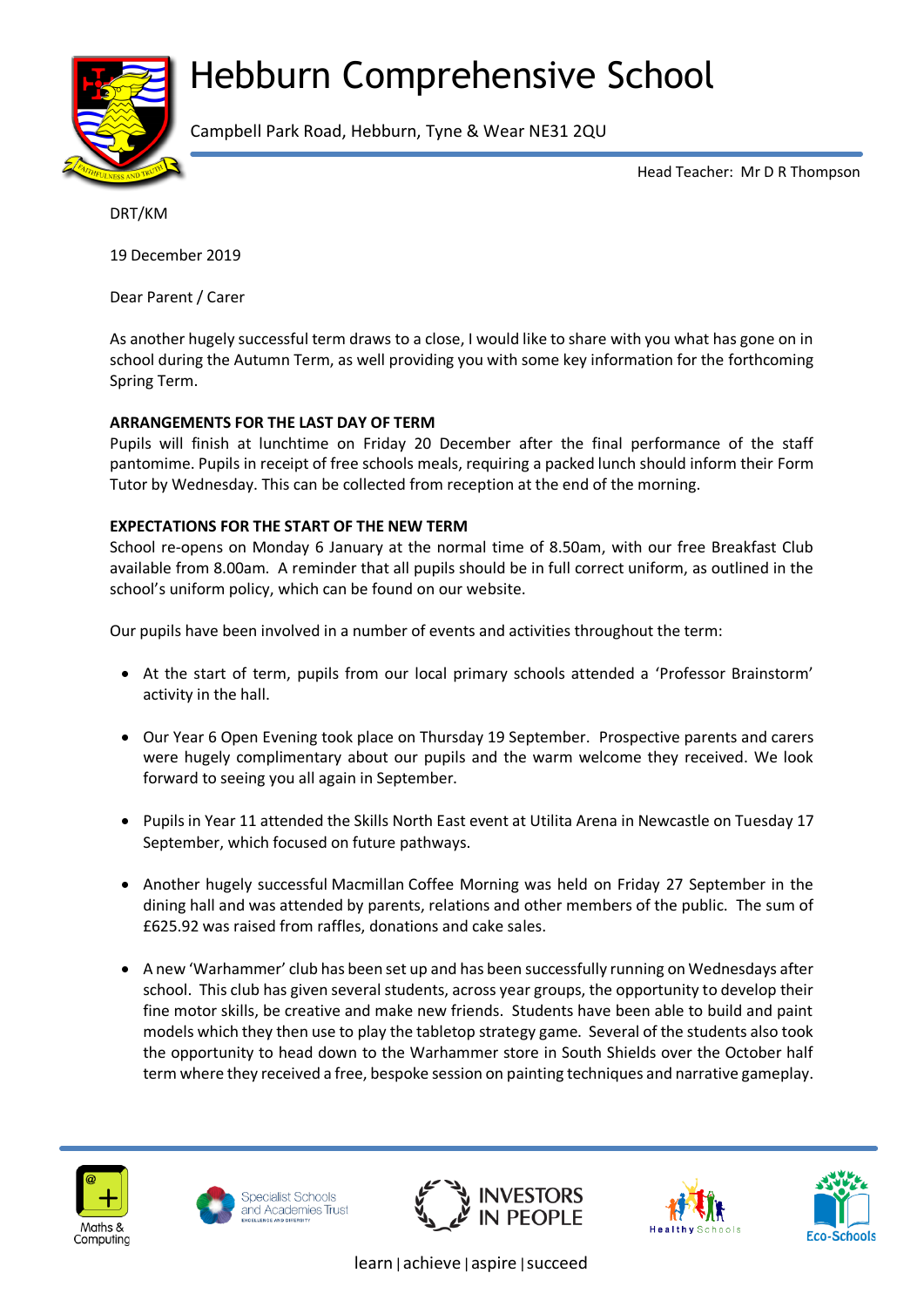# Hebburn Comprehensive School

Campbell Park Road, Hebburn, Tyne & Wear NE31 2QU

Head Teacher: Mr D R Thompson

DRT/KM

19 December 2019

Dear Parent / Carer

As another hugely successful term draws to a close, I would like to share with you what has gone on in school during the Autumn Term, as well providing you with some key information for the forthcoming Spring Term.

**ARRANGEMENTS FOR THE LAST DAY OF TERM**

Pupils will finish at lunchtime on Friday 20 December after the final performance of the staff pantomime. Pupils in receipt of free schools meals, requiring a packed lunch should inform their Form Tutor by Wednesday. This can be collected from reception at the end of the morning.

**EXPECTATIONS FOR THE START OF THE NEW TERM**

School re-opens on Monday 6 January at the normal time of 8.50am, with our free Breakfast Club available from 8.00am. A reminder that all pupils should be in full correct uniform, as outlined in the school's uniform policy, which can be found on our website.

Our pupils have been involved in a number of events and activities throughout the term:

- At the start of term, pupils from our local primary schools attended a 'Professor Brainstorm' activity in the hall.
- Our Year 6 Open Evening took place on Thursday 19 September. Prospective parents and carers were hugely complimentary about our pupils and the warm welcome they received. We look forward to seeing you all again in September.
- Pupils in Year 11 attended the Skills North East event at Utilita Arena in Newcastle on Tuesday 17 September, which focused on future pathways.
- Another hugely successful Macmillan Coffee Morning was held on Friday 27 September in the dining hall and was attended by parents, relations and other members of the public. The sum of £625.92 was raised from raffles, donations and cake sales.
- A new 'Warhammer' club has been set up and has been successfully running on Wednesdays after school. This club has given several students, across year groups, the opportunity to develop their fine motor skills, be creative and make new friends. Students have been able to build and paint models which they then use to play the tabletop strategy game. Several of the students also took the opportunity to head down to the Warhammer store in South Shields over the October half term where they received a free, bespoke session on painting techniques and narrative gameplay.

learn | achieve | aspire | succeed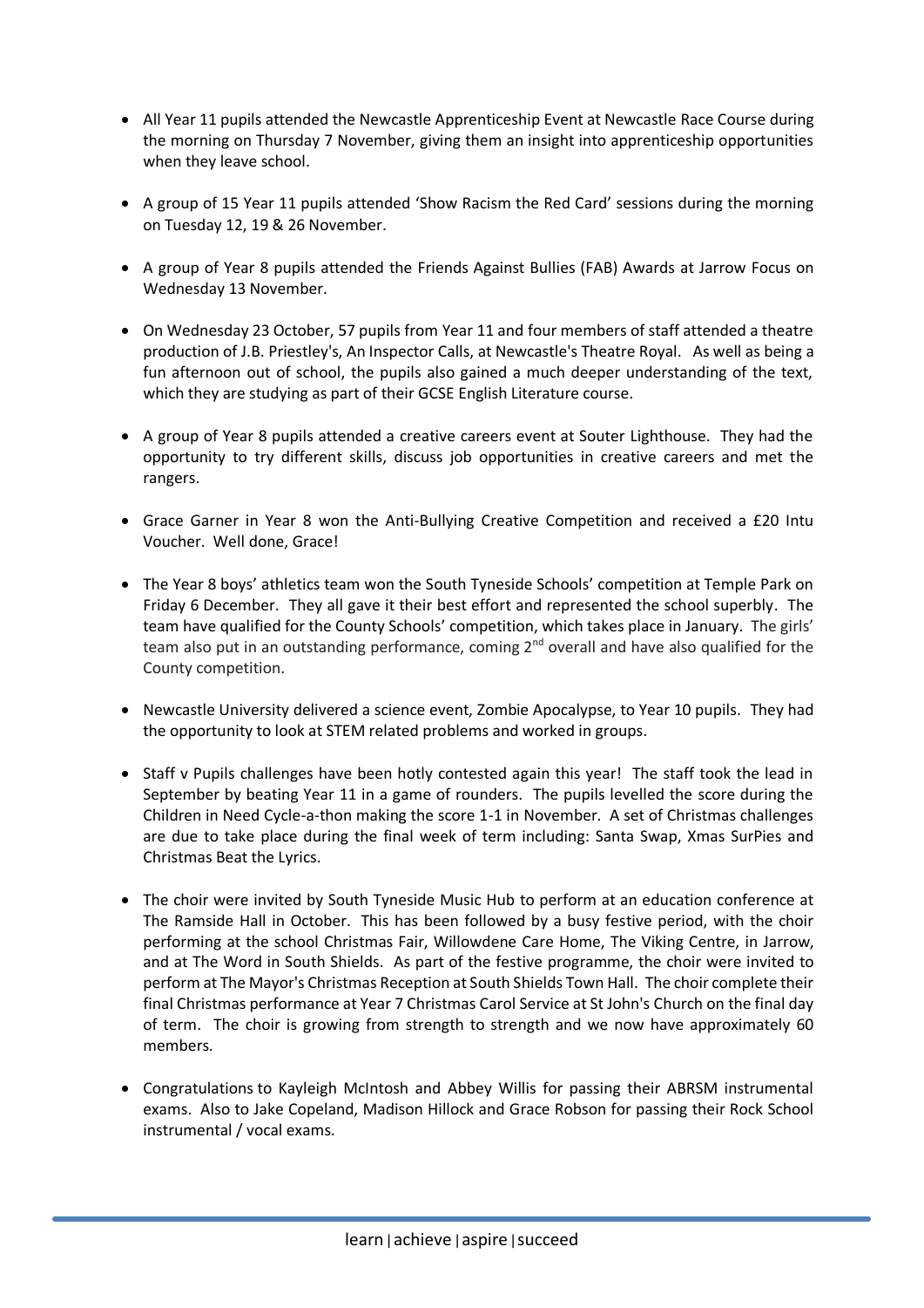- All Year 11 pupils attended the Newcastle Apprenticeship Event at Newcastle Race Course during the morning on Thursday 7 November, giving them an insight into apprenticeship opportunities when they leave school.

- A group of 15 Year 11 pupils attended 'Show Racism the Red Card' sessions during the morning on Tuesday 12, 19 & 26 November.

- A group of Year 8 pupils attended the Friends Against Bullies (FAB) Awards at Jarrow Focus on Wednesday 13 November.

- On Wednesday 23 October, 57 pupils from Year 11 and four members of staff attended a theatre production of J.B. Priestley's, An Inspector Calls, at Newcastle's Theatre Royal. As well as being a fun afternoon out of school, the pupils also gained a much deeper understanding of the text, which they are studying as part of their GCSE English Literature course.

- A group of Year 8 pupils attended a creative careers event at Souter Lighthouse. They had the opportunity to try different skills, discuss job opportunities in creative careers and met the rangers.

- Grace Garner in Year 8 won the Anti-Bullying Creative Competition and received a £20 Intu Voucher. Well done, Grace!

- The Year 8 boys' athletics team won the South Tyneside Schools' competition at Temple Park on Friday 6 December. They all gave it their best effort and represented the school superbly. The team have qualified for the County Schools' competition, which takes place in January. The girls' team also put in an outstanding performance, coming 2nd overall and have also qualified for the County competition.

- Newcastle University delivered a science event, Zombie Apocalypse, to Year 10 pupils. They had the opportunity to look at STEM related problems and worked in groups.

- Staff v Pupils challenges have been hotly contested again this year! The staff took the lead in September by beating Year 11 in a game of rounders. The pupils levelled the score during the Children in Need Cycle-a-thon making the score 1-1 in November. A set of Christmas challenges are due to take place during the final week of term including: Santa Swap, Xmas SurPies and Christmas Beat the Lyrics.

- The choir were invited by South Tyneside Music Hub to perform at an education conference at The Ramside Hall in October. This has been followed by a busy festive period, with the choir performing at the school Christmas Fair, Willowdene Care Home, The Viking Centre, in Jarrow, and at The Word in South Shields. As part of the festive programme, the choir were invited to perform at The Mayor's Christmas Reception at South Shields Town Hall. The choir complete their final Christmas performance at Year 7 Christmas Carol Service at St John's Church on the final day of term. The choir is growing from strength to strength and we now have approximately 60 members.

- Congratulations to Kayleigh McIntosh and Abbey Willis for passing their ABRSM instrumental exams. Also to Jake Copeland, Madison Hillock and Grace Robson for passing their Rock School instrumental / vocal exams.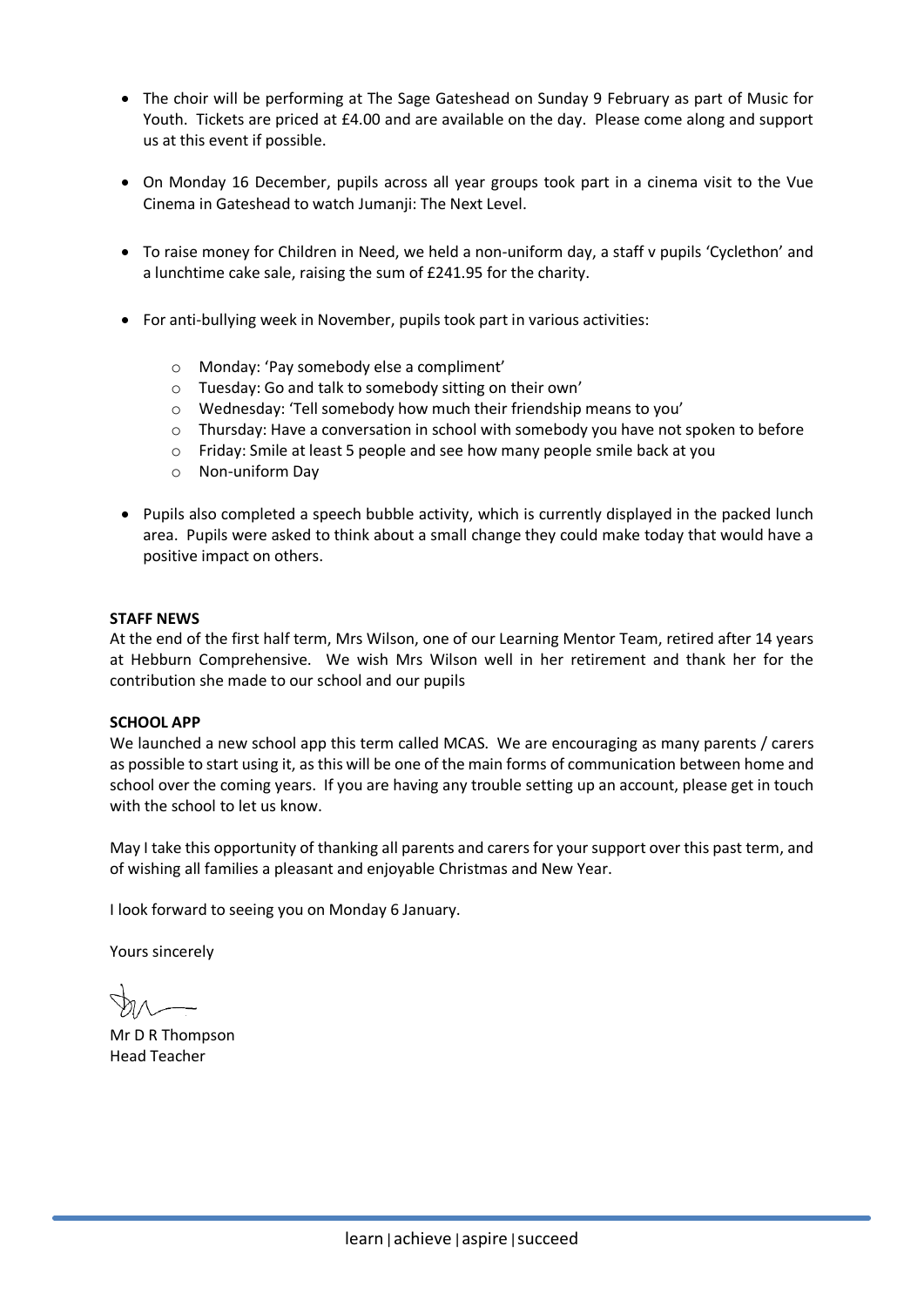- The choir will be performing at The Sage Gateshead on Sunday 9 February as part of Music for Youth. Tickets are priced at £4.00 and are available on the day. Please come along and support us at this event if possible.

- On Monday 16 December, pupils across all year groups took part in a cinema visit to the Vue Cinema in Gateshead to watch Jumanji: The Next Level.

- To raise money for Children in Need, we held a non-uniform day, a staff v pupils 'Cyclethon' and a lunchtime cake sale, raising the sum of £241.95 for the charity.

- For anti-bullying week in November, pupils took part in various activities:

    - Monday: 'Pay somebody else a compliment'
    - Tuesday: Go and talk to somebody sitting on their own'
    - Wednesday: 'Tell somebody how much their friendship means to you'
    - Thursday: Have a conversation in school with somebody you have not spoken to before
    - Friday: Smile at least 5 people and see how many people smile back at you
    - Non-uniform Day

- Pupils also completed a speech bubble activity, which is currently displayed in the packed lunch area. Pupils were asked to think about a small change they could make today that would have a positive impact on others.

**STAFF NEWS**

At the end of the first half term, Mrs Wilson, one of our Learning Mentor Team, retired after 14 years at Hebburn Comprehensive. We wish Mrs Wilson well in her retirement and thank her for the contribution she made to our school and our pupils

**SCHOOL APP**

We launched a new school app this term called MCAS. We are encouraging as many parents / carers as possible to start using it, as this will be one of the main forms of communication between home and school over the coming years. If you are having any trouble setting up an account, please get in touch with the school to let us know.

May I take this opportunity of thanking all parents and carers for your support over this past term, and of wishing all families a pleasant and enjoyable Christmas and New Year.

I look forward to seeing you on Monday 6 January.

Yours sincerely

Mr D R Thompson
Head Teacher